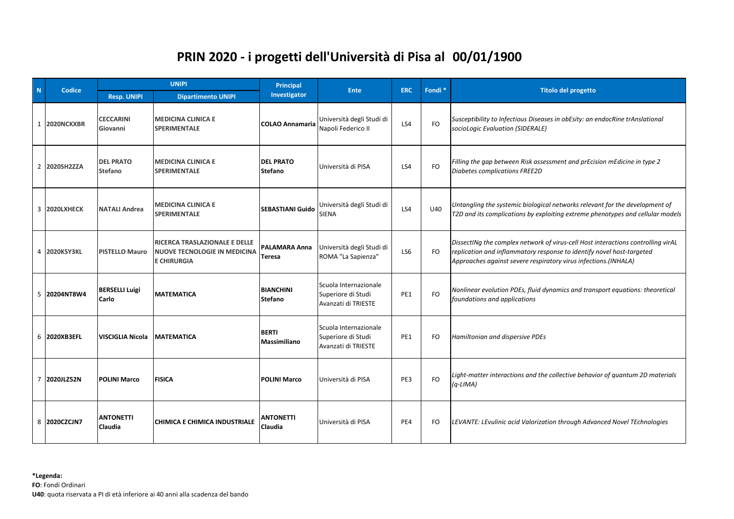# PRIN 2020 - i progetti dell'Università di Pisa al 00/01/1900

| N | Codice | UNIPI | | Principal Investigator | Ente | ERC | Fondi * | Titolo del progetto |
|---|---|---|---|---|---|---|---|---|
| | | Resp. UNIPI | Dipartimento UNIPI | | | | | |
| 1 | **2020NCKXBR** | **CECCARINI Giovanni** | **MEDICINA CLINICA E SPERIMENTALE** | **COLAO Annamaria** | Università degli Studi di Napoli Federico II | LS4 | FO | *Susceptibility to Infectious Diseases in obEsity: an endocRine trAnslational socioLogic Evaluation (SIDERALE)* |
| 2 | **2020SH2ZZA** | **DEL PRATO Stefano** | **MEDICINA CLINICA E SPERIMENTALE** | **DEL PRATO Stefano** | Università di PISA | LS4 | FO | *Filling the gap between Risk assessment and prEcision mEdicine in type 2 Diabetes complications FREE2D* |
| 3 | **2020LXHECK** | **NATALI Andrea** | **MEDICINA CLINICA E SPERIMENTALE** | **SEBASTIANI Guido** | Università degli Studi di SIENA | LS4 | U40 | *Untangling the systemic biological networks relevant for the development of T2D and its complications by exploiting extreme phenotypes and cellular models* |
| 4 | **2020KSY3KL** | **PISTELLO Mauro** | **RICERCA TRASLAZIONALE E DELLE NUOVE TECNOLOGIE IN MEDICINA E CHIRURGIA** | **PALAMARA Anna Teresa** | Università degli Studi di ROMA "La Sapienza" | LS6 | FO | *DissectINg the complex network of virus-cell Host interactions controlling virAL replication and inflammatory response to identify novel host-targeted Approaches against severe respiratory virus infections.(INHALA)* |
| 5 | **20204NT8W4** | **BERSELLI Luigi Carlo** | **MATEMATICA** | **BIANCHINI Stefano** | Scuola Internazionale Superiore di Studi Avanzati di TRIESTE | PE1 | FO | *Nonlinear evolution PDEs, fluid dynamics and transport equations: theoretical foundations and applications* |
| 6 | **2020XB3EFL** | **VISCIGLIA Nicola** | **MATEMATICA** | **BERTI Massimiliano** | Scuola Internazionale Superiore di Studi Avanzati di TRIESTE | PE1 | FO | *Hamiltonian and dispersive PDEs* |
| 7 | **2020JLZ52N** | **POLINI Marco** | **FISICA** | **POLINI Marco** | Università di PISA | PE3 | FO | *Light-matter interactions and the collective behavior of quantum 2D materials (q-LIMA)* |
| 8 | **2020CZCJN7** | **ANTONETTI Claudia** | **CHIMICA E CHIMICA INDUSTRIALE** | **ANTONETTI Claudia** | Università di PISA | PE4 | FO | *LEVANTE: LEvulinic acid Valorization through Advanced Novel TEchnologies* |

**\*Legenda:**
**FO**: Fondi Ordinari
**U40**: quota riservata a PI di età inferiore ai 40 anni alla scadenza del bando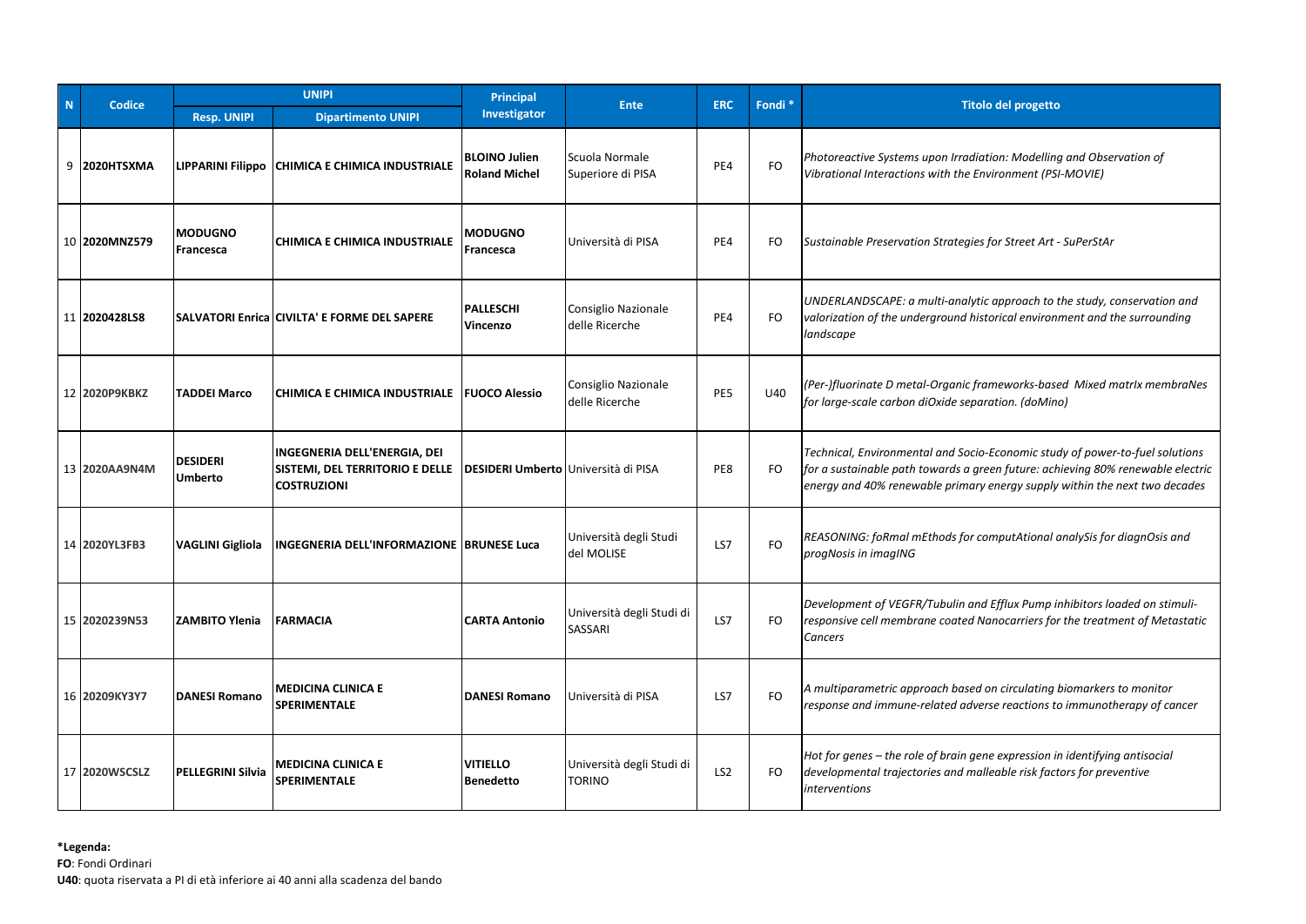| N | Codice | UNIPI | | Principal Investigator | Ente | ERC | Fondi * | Titolo del progetto |
|---|---|---|---|---|---|---|---|---|
| | | Resp. UNIPI | Dipartimento UNIPI | | | | | |
| 9 | **2020HTSXMA** | **LIPPARINI Filippo** | **CHIMICA E CHIMICA INDUSTRIALE** | **BLOINO Julien Roland Michel** | Scuola Normale Superiore di PISA | PE4 | FO | *Photoreactive Systems upon Irradiation: Modelling and Observation of Vibrational Interactions with the Environment (PSI-MOVIE)* |
| 10 | **2020MNZ579** | **MODUGNO Francesca** | **CHIMICA E CHIMICA INDUSTRIALE** | **MODUGNO Francesca** | Università di PISA | PE4 | FO | *Sustainable Preservation Strategies for Street Art - SuPerStAr* |
| 11 | **2020428LS8** | **SALVATORI Enrica** | **CIVILTA' E FORME DEL SAPERE** | **PALLESCHI Vincenzo** | Consiglio Nazionale delle Ricerche | PE4 | FO | *UNDERLANDSCAPE: a multi-analytic approach to the study, conservation and valorization of the underground historical environment and the surrounding landscape* |
| 12 | **2020P9KBKZ** | **TADDEI Marco** | **CHIMICA E CHIMICA INDUSTRIALE** | **FUOCO Alessio** | Consiglio Nazionale delle Ricerche | PE5 | U40 | *(Per-)fluorinate D metal-Organic frameworks-based Mixed matrIx membraNes for large-scale carbon diOxide separation. (doMino)* |
| 13 | **2020AA9N4M** | **DESIDERI Umberto** | **INGEGNERIA DELL'ENERGIA, DEI SISTEMI, DEL TERRITORIO E DELLE COSTRUZIONI** | **DESIDERI Umberto** | Università di PISA | PE8 | FO | *Technical, Environmental and Socio-Economic study of power-to-fuel solutions for a sustainable path towards a green future: achieving 80% renewable electric energy and 40% renewable primary energy supply within the next two decades* |
| 14 | **2020YL3FB3** | **VAGLINI Gigliola** | **INGEGNERIA DELL'INFORMAZIONE** | **BRUNESE Luca** | Università degli Studi del MOLISE | LS7 | FO | *REASONING: foRmal mEthods for computAtional analySis for diagnOsis and progNosis in imagING* |
| 15 | **2020239N53** | **ZAMBITO Ylenia** | **FARMACIA** | **CARTA Antonio** | Università degli Studi di SASSARI | LS7 | FO | *Development of VEGFR/Tubulin and Efflux Pump inhibitors loaded on stimuli-responsive cell membrane coated Nanocarriers for the treatment of Metastatic Cancers* |
| 16 | **20209KY3Y7** | **DANESI Romano** | **MEDICINA CLINICA E SPERIMENTALE** | **DANESI Romano** | Università di PISA | LS7 | FO | *A multiparametric approach based on circulating biomarkers to monitor response and immune-related adverse reactions to immunotherapy of cancer* |
| 17 | **2020WSCSLZ** | **PELLEGRINI Silvia** | **MEDICINA CLINICA E SPERIMENTALE** | **VITIELLO Benedetto** | Università degli Studi di TORINO | LS2 | FO | *Hot for genes – the role of brain gene expression in identifying antisocial developmental trajectories and malleable risk factors for preventive interventions* |

**\*Legenda:**
**FO**: Fondi Ordinari
**U40**: quota riservata a PI di età inferiore ai 40 anni alla scadenza del bando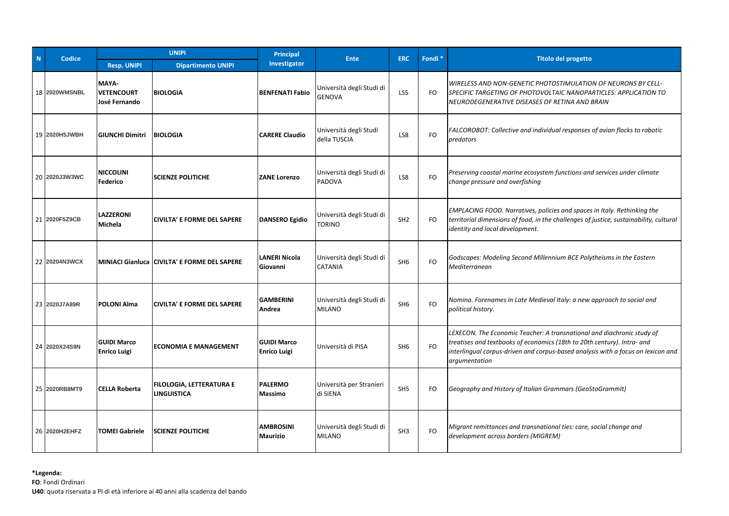| N | Codice | UNIPI | | Principal Investigator | Ente | ERC | Fondi * | Titolo del progetto |
|---|---|---|---|---|---|---|---|---|
| | | Resp. UNIPI | Dipartimento UNIPI | | | | | |
| 18 | **2020WMSNBL** | **MAYA-VETENCOURT José Fernando** | **BIOLOGIA** | **BENFENATI Fabio** | Università degli Studi di GENOVA | LS5 | FO | *WIRELESS AND NON-GENETIC PHOTOSTIMULATION OF NEURONS BY CELL-SPECIFIC TARGETING OF PHOTOVOLTAIC NANOPARTICLES: APPLICATION TO NEURODEGENERATIVE DISEASES OF RETINA AND BRAIN* |
| 19 | **2020H5JWBH** | **GIUNCHI Dimitri** | **BIOLOGIA** | **CARERE Claudio** | Università degli Studi della TUSCIA | LS8 | FO | *FALCOROBOT: Collective and individual responses of avian flocks to robotic predators* |
| 20 | **2020J3W3WC** | **NICCOLINI Federico** | **SCIENZE POLITICHE** | **ZANE Lorenzo** | Università degli Studi di PADOVA | LS8 | FO | *Preserving coastal marine ecosystem functions and services under climate change pressure and overfishing* |
| 21 | **2020F5Z9CB** | **LAZZERONI Michela** | **CIVILTA' E FORME DEL SAPERE** | **DANSERO Egidio** | Università degli Studi di TORINO | SH2 | FO | *EMPLACING FOOD. Narratives, policies and spaces in Italy. Rethinking the territorial dimensions of food, in the challenges of justice, sustainability, cultural identity and local development.* |
| 22 | **20204N3WCX** | **MINIACI Gianluca** | **CIVILTA' E FORME DEL SAPERE** | **LANERI Nicola Giovanni** | Università degli Studi di CATANIA | SH6 | FO | *Godscapes: Modeling Second Millennium BCE Polytheisms in the Eastern Mediterranean* |
| 23 | **2020J7A89R** | **POLONI Alma** | **CIVILTA' E FORME DEL SAPERE** | **GAMBERINI Andrea** | Università degli Studi di MILANO | SH6 | FO | *Nomina. Forenames in Late Medieval Italy: a new approach to social and political history.* |
| 24 | **2020X24S9N** | **GUIDI Marco Enrico Luigi** | **ECONOMIA E MANAGEMENT** | **GUIDI Marco Enrico Luigi** | Università di PISA | SH6 | FO | *LEXECON. The Economic Teacher: A transnational and diachronic study of treatises and textbooks of economics (18th to 20th century). Intra- and interlingual corpus-driven and corpus-based analysis with a focus on lexicon and argumentation* |
| 25 | **2020RB8MT9** | **CELLA Roberta** | **FILOLOGIA, LETTERATURA E LINGUISTICA** | **PALERMO Massimo** | Università per Stranieri di SIENA | SH5 | FO | *Geography and History of Italian Grammars (GeoStoGrammIt)* |
| 26 | **2020H2EHFZ** | **TOMEI Gabriele** | **SCIENZE POLITICHE** | **AMBROSINI Maurizio** | Università degli Studi di MILANO | SH3 | FO | *Migrant remittances and transnational ties: care, social change and development across borders (MIGREM)* |

**\*Legenda:**
**FO**: Fondi Ordinari
**U40**: quota riservata a PI di età inferiore ai 40 anni alla scadenza del bando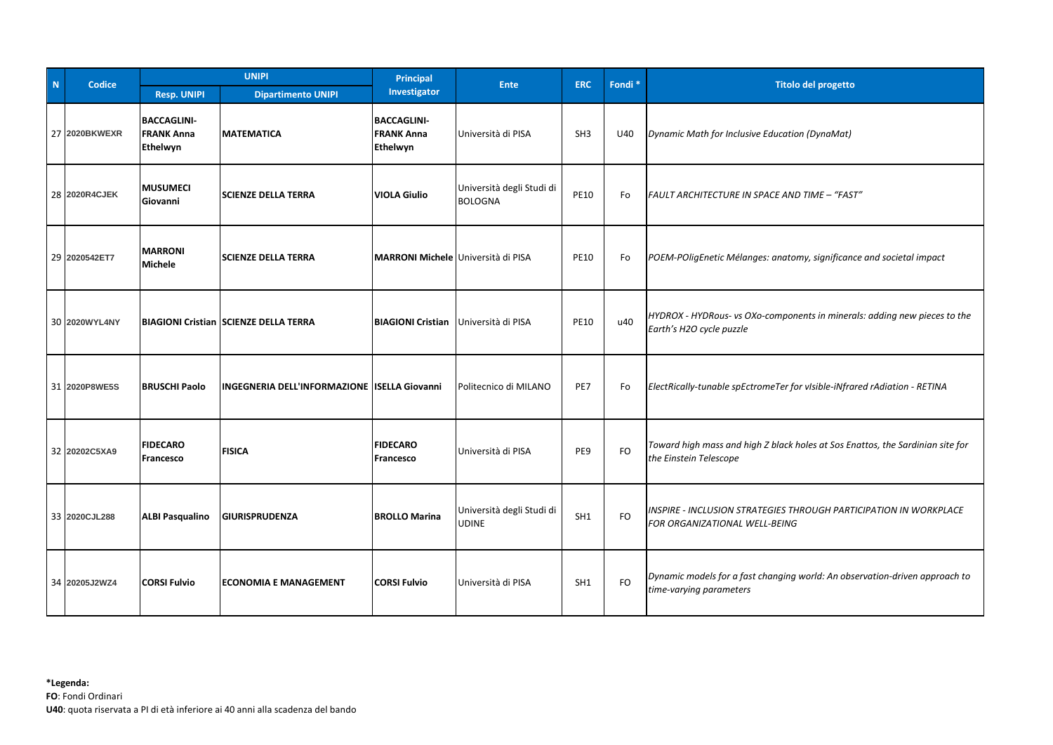| N | Codice | UNIPI | | Principal Investigator | Ente | ERC | Fondi * | Titolo del progetto |
|---|---|---|---|---|---|---|---|---|
| | | Resp. UNIPI | Dipartimento UNIPI | | | | | |
| 27 | 2020BKWEXR | **BACCAGLINI-FRANK Anna Ethelwyn** | **MATEMATICA** | **BACCAGLINI-FRANK Anna Ethelwyn** | Università di PISA | SH3 | U40 | *Dynamic Math for Inclusive Education (DynaMat)* |
| 28 | 2020R4CJEK | **MUSUMECI Giovanni** | **SCIENZE DELLA TERRA** | **VIOLA Giulio** | Università degli Studi di BOLOGNA | PE10 | Fo | *FAULT ARCHITECTURE IN SPACE AND TIME – "FAST"* |
| 29 | 2020542ET7 | **MARRONI Michele** | **SCIENZE DELLA TERRA** | **MARRONI Michele** | Università di PISA | PE10 | Fo | *POEM-POligEnetic Mélanges: anatomy, significance and societal impact* |
| 30 | 2020WYL4NY | **BIAGIONI Cristian** | **SCIENZE DELLA TERRA** | **BIAGIONI Cristian** | Università di PISA | PE10 | u40 | *HYDROX - HYDRous- vs OXo-components in minerals: adding new pieces to the Earth's H2O cycle puzzle* |
| 31 | 2020P8WE5S | **BRUSCHI Paolo** | **INGEGNERIA DELL'INFORMAZIONE** | **ISELLA Giovanni** | Politecnico di MILANO | PE7 | Fo | *ElectRically-tunable spEctromeTer for vIsible-iNfrared rAdiation - RETINA* |
| 32 | 20202C5XA9 | **FIDECARO Francesco** | **FISICA** | **FIDECARO Francesco** | Università di PISA | PE9 | FO | *Toward high mass and high Z black holes at Sos Enattos, the Sardinian site for the Einstein Telescope* |
| 33 | 2020CJL288 | **ALBI Pasqualino** | **GIURISPRUDENZA** | **BROLLO Marina** | Università degli Studi di UDINE | SH1 | FO | *INSPIRE - INCLUSION STRATEGIES THROUGH PARTICIPATION IN WORKPLACE FOR ORGANIZATIONAL WELL-BEING* |
| 34 | 20205J2WZ4 | **CORSI Fulvio** | **ECONOMIA E MANAGEMENT** | **CORSI Fulvio** | Università di PISA | SH1 | FO | *Dynamic models for a fast changing world: An observation-driven approach to time-varying parameters* |

**\*Legenda:**
**FO**: Fondi Ordinari
**U40**: quota riservata a PI di età inferiore ai 40 anni alla scadenza del bando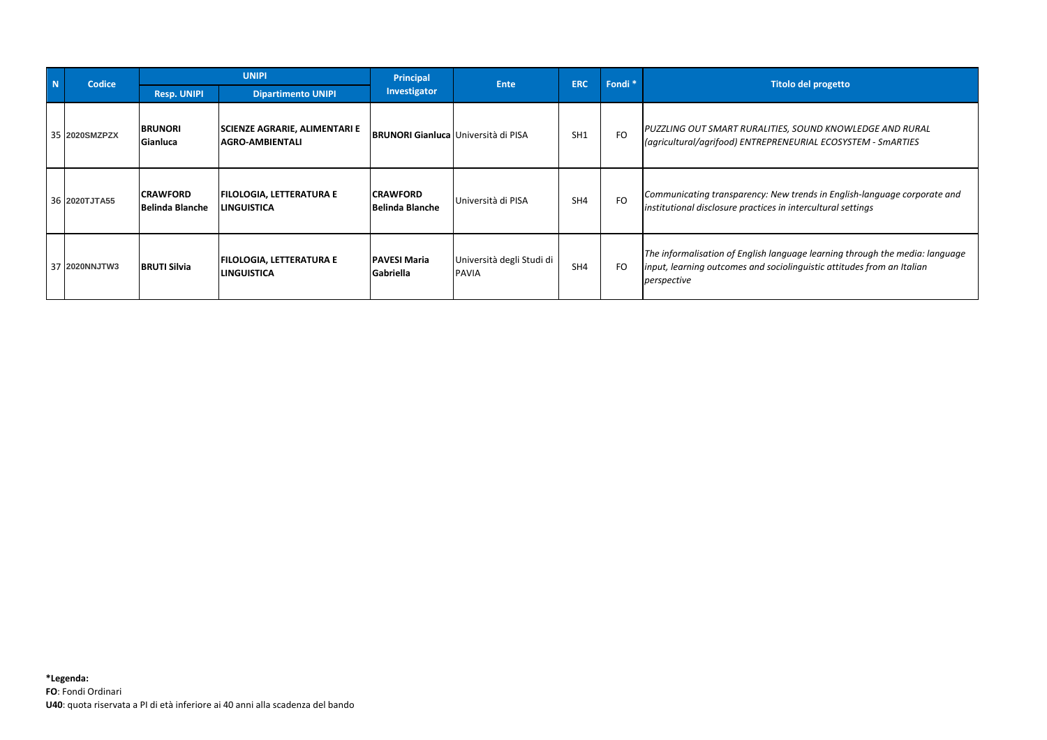| N | Codice | UNIPI | | Principal Investigator | Ente | ERC | Fondi * | Titolo del progetto |
|---|---|---|---|---|---|---|---|---|
| | | Resp. UNIPI | Dipartimento UNIPI | | | | | |
| 35 | **2020SMZPZX** | **BRUNORI Gianluca** | **SCIENZE AGRARIE, ALIMENTARI E AGRO-AMBIENTALI** | **BRUNORI Gianluca** | Università di PISA | SH1 | FO | *PUZZLING OUT SMART RURALITIES, SOUND KNOWLEDGE AND RURAL (agricultural/agrifood) ENTREPRENEURIAL ECOSYSTEM - SmARTIES* |
| 36 | **2020TJTA55** | **CRAWFORD Belinda Blanche** | **FILOLOGIA, LETTERATURA E LINGUISTICA** | **CRAWFORD Belinda Blanche** | Università di PISA | SH4 | FO | *Communicating transparency: New trends in English-language corporate and institutional disclosure practices in intercultural settings* |
| 37 | **2020NNJTW3** | **BRUTI Silvia** | **FILOLOGIA, LETTERATURA E LINGUISTICA** | **PAVESI Maria Gabriella** | Università degli Studi di PAVIA | SH4 | FO | *The informalisation of English language learning through the media: language input, learning outcomes and sociolinguistic attitudes from an Italian perspective* |

**\*Legenda:**
**FO**: Fondi Ordinari
**U40**: quota riservata a PI di età inferiore ai 40 anni alla scadenza del bando